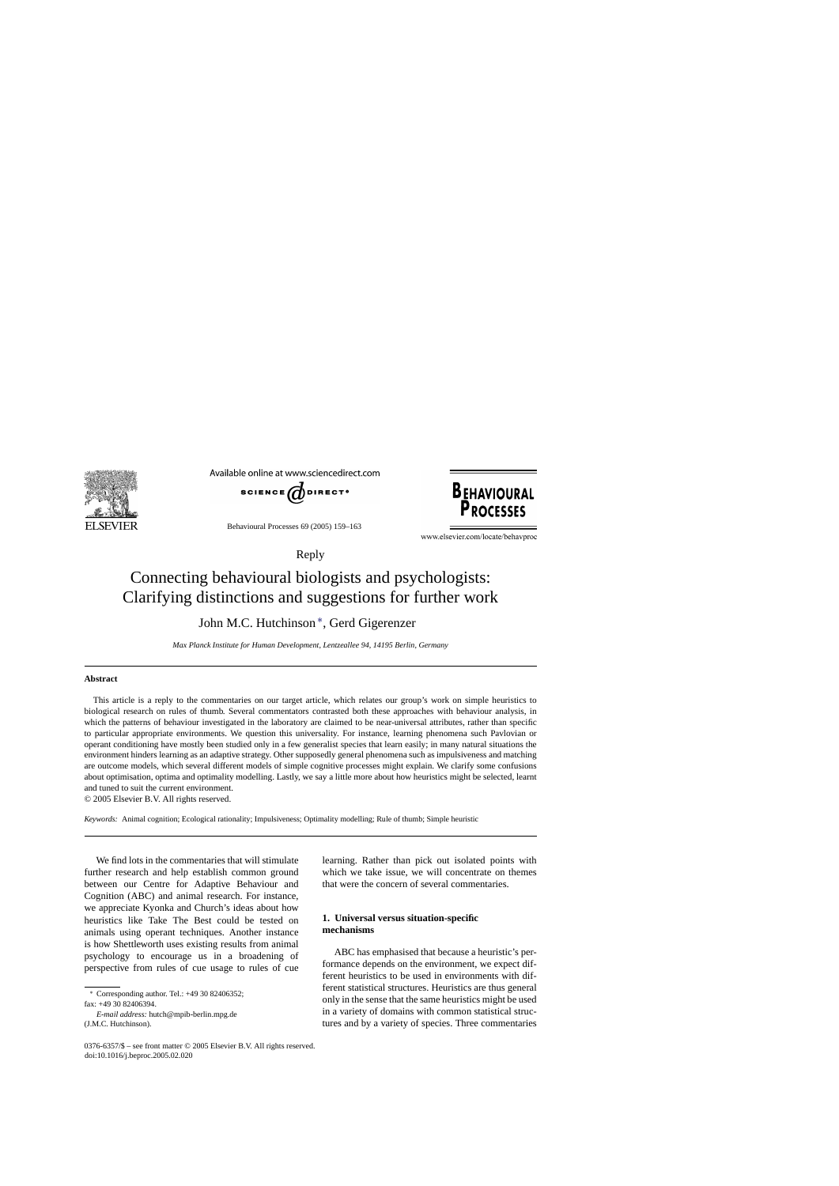Reply

# Connecting behavioural biologists and psychologists: Clarifying distinctions and suggestions for further work

John M.C. Hutchinson *, Gerd Gigerenzer

*Max Planck Institute for Human Development, Lentzeallee 94, 14195 Berlin, Germany*

## Abstract

This article is a reply to the commentaries on our target article, which relates our group's work on simple heuristics to biological research on rules of thumb. Several commentators contrasted both these approaches with behaviour analysis, in which the patterns of behaviour investigated in the laboratory are claimed to be near-universal attributes, rather than specific to particular appropriate environments. We question this universality. For instance, learning phenomena such Pavlovian or operant conditioning have mostly been studied only in a few generalist species that learn easily; in many natural situations the environment hinders learning as an adaptive strategy. Other supposedly general phenomena such as impulsiveness and matching are outcome models, which several different models of simple cognitive processes might explain. We clarify some confusions about optimisation, optima and optimality modelling. Lastly, we say a little more about how heuristics might be selected, learnt and tuned to suit the current environment.

© 2005 Elsevier B.V. All rights reserved.

*Keywords:* Animal cognition; Ecological rationality; Impulsiveness; Optimality modelling; Rule of thumb; Simple heuristic

We find lots in the commentaries that will stimulate further research and help establish common ground between our Centre for Adaptive Behaviour and Cognition (ABC) and animal research. For instance, we appreciate Kyonka and Church's ideas about how heuristics like Take The Best could be tested on animals using operant techniques. Another instance is how Shettleworth uses existing results from animal psychology to encourage us in a broadening of perspective from rules of cue usage to rules of cue learning. Rather than pick out isolated points with which we take issue, we will concentrate on themes that were the concern of several commentaries.

## 1. Universal versus situation-specific mechanisms

ABC has emphasised that because a heuristic's performance depends on the environment, we expect different heuristics to be used in environments with different statistical structures. Heuristics are thus general only in the sense that the same heuristics might be used in a variety of domains with common statistical structures and by a variety of species. Three commentaries

* Corresponding author. Tel.: +49 30 82406352; fax: +49 30 82406394.
*E-mail address:* hutch@mpib-berlin.mpg.de (J.M.C. Hutchinson).

0376-6357/$ – see front matter © 2005 Elsevier B.V. All rights reserved.
doi:10.1016/j.beproc.2005.02.020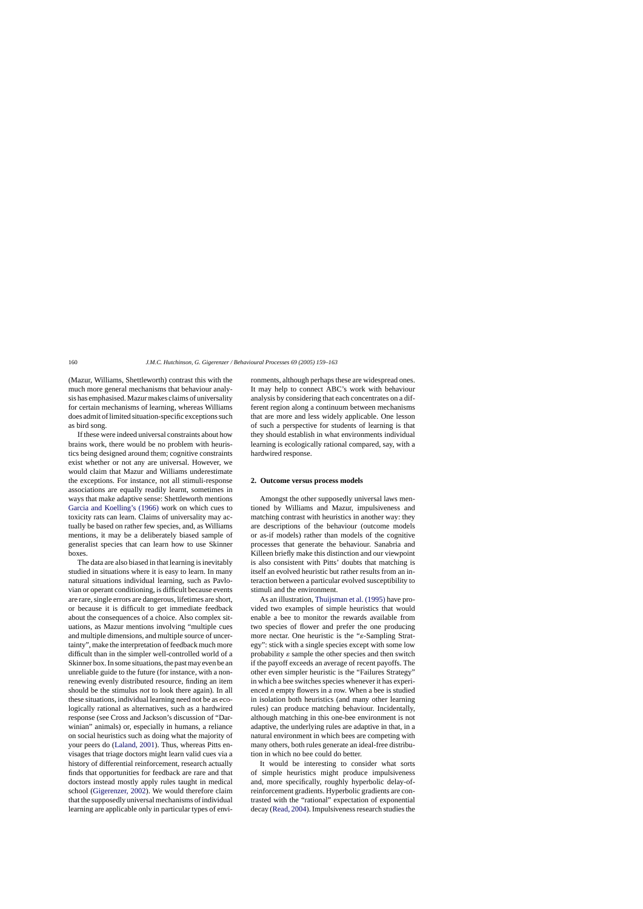(Mazur, Williams, Shettleworth) contrast this with the much more general mechanisms that behaviour analysis has emphasised. Mazur makes claims of universality for certain mechanisms of learning, whereas Williams does admit of limited situation-specific exceptions such as bird song.

If these were indeed universal constraints about how brains work, there would be no problem with heuristics being designed around them; cognitive constraints exist whether or not any are universal. However, we would claim that Mazur and Williams underestimate the exceptions. For instance, not all stimuli-response associations are equally readily learnt, sometimes in ways that make adaptive sense: Shettleworth mentions Garcia and Koelling's (1966) work on which cues to toxicity rats can learn. Claims of universality may actually be based on rather few species, and, as Williams mentions, it may be a deliberately biased sample of generalist species that can learn how to use Skinner boxes.

The data are also biased in that learning is inevitably studied in situations where it is easy to learn. In many natural situations individual learning, such as Pavlovian or operant conditioning, is difficult because events are rare, single errors are dangerous, lifetimes are short, or because it is difficult to get immediate feedback about the consequences of a choice. Also complex situations, as Mazur mentions involving "multiple cues and multiple dimensions, and multiple source of uncertainty", make the interpretation of feedback much more difficult than in the simpler well-controlled world of a Skinner box. In some situations, the past may even be an unreliable guide to the future (for instance, with a non-renewing evenly distributed resource, finding an item should be the stimulus *not* to look there again). In all these situations, individual learning need not be as ecologically rational as alternatives, such as a hardwired response (see Cross and Jackson's discussion of "Darwinian" animals) or, especially in humans, a reliance on social heuristics such as doing what the majority of your peers do (Laland, 2001). Thus, whereas Pitts envisages that triage doctors might learn valid cues via a history of differential reinforcement, research actually finds that opportunities for feedback are rare and that doctors instead mostly apply rules taught in medical school (Gigerenzer, 2002). We would therefore claim that the supposedly universal mechanisms of individual learning are applicable only in particular types of environments, although perhaps these are widespread ones. It may help to connect ABC's work with behaviour analysis by considering that each concentrates on a different region along a continuum between mechanisms that are more and less widely applicable. One lesson of such a perspective for students of learning is that they should establish in what environments individual learning is ecologically rational compared, say, with a hardwired response.

## 2. Outcome versus process models

Amongst the other supposedly universal laws mentioned by Williams and Mazur, impulsiveness and matching contrast with heuristics in another way: they are descriptions of the behaviour (outcome models or as-if models) rather than models of the cognitive processes that generate the behaviour. Sanabria and Killeen briefly make this distinction and our viewpoint is also consistent with Pitts' doubts that matching is itself an evolved heuristic but rather results from an interaction between a particular evolved susceptibility to stimuli and the environment.

As an illustration, Thuijsman et al. (1995) have provided two examples of simple heuristics that would enable a bee to monitor the rewards available from two species of flower and prefer the one producing more nectar. One heuristic is the "$\varepsilon$-Sampling Strategy": stick with a single species except with some low probability $\varepsilon$ sample the other species and then switch if the payoff exceeds an average of recent payoffs. The other even simpler heuristic is the "Failures Strategy" in which a bee switches species whenever it has experienced $n$ empty flowers in a row. When a bee is studied in isolation both heuristics (and many other learning rules) can produce matching behaviour. Incidentally, although matching in this one-bee environment is not adaptive, the underlying rules are adaptive in that, in a natural environment in which bees are competing with many others, both rules generate an ideal-free distribution in which no bee could do better.

It would be interesting to consider what sorts of simple heuristics might produce impulsiveness and, more specifically, roughly hyperbolic delay-of-reinforcement gradients. Hyperbolic gradients are contrasted with the "rational" expectation of exponential decay (Read, 2004). Impulsiveness research studies the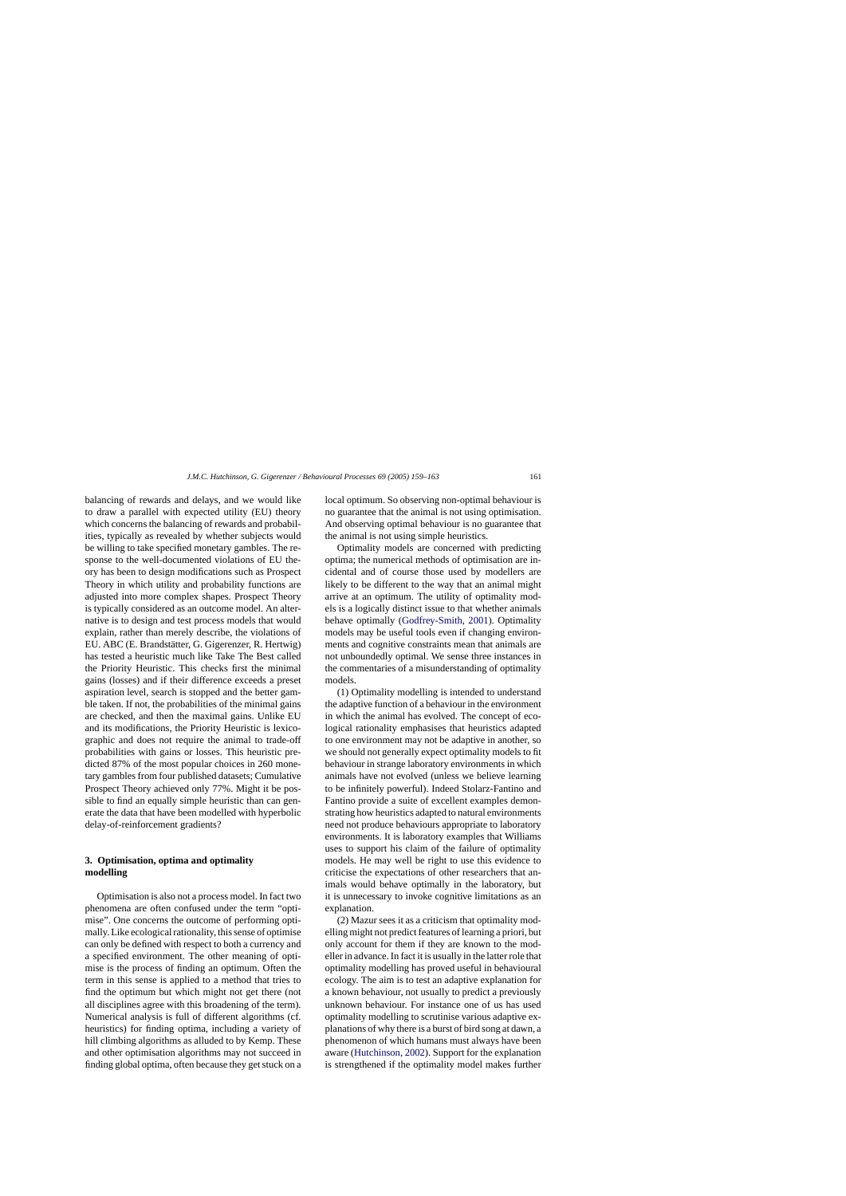balancing of rewards and delays, and we would like to draw a parallel with expected utility (EU) theory which concerns the balancing of rewards and probabilities, typically as revealed by whether subjects would be willing to take specified monetary gambles. The response to the well-documented violations of EU theory has been to design modifications such as Prospect Theory in which utility and probability functions are adjusted into more complex shapes. Prospect Theory is typically considered as an outcome model. An alternative is to design and test process models that would explain, rather than merely describe, the violations of EU. ABC (E. Brandstätter, G. Gigerenzer, R. Hertwig) has tested a heuristic much like Take The Best called the Priority Heuristic. This checks first the minimal gains (losses) and if their difference exceeds a preset aspiration level, search is stopped and the better gamble taken. If not, the probabilities of the minimal gains are checked, and then the maximal gains. Unlike EU and its modifications, the Priority Heuristic is lexicographic and does not require the animal to trade-off probabilities with gains or losses. This heuristic predicted 87% of the most popular choices in 260 monetary gambles from four published datasets; Cumulative Prospect Theory achieved only 77%. Might it be possible to find an equally simple heuristic than can generate the data that have been modelled with hyperbolic delay-of-reinforcement gradients?

## 3. Optimisation, optima and optimality modelling

Optimisation is also not a process model. In fact two phenomena are often confused under the term "optimise". One concerns the outcome of performing optimally. Like ecological rationality, this sense of optimise can only be defined with respect to both a currency and a specified environment. The other meaning of optimise is the process of finding an optimum. Often the term in this sense is applied to a method that tries to find the optimum but which might not get there (not all disciplines agree with this broadening of the term). Numerical analysis is full of different algorithms (cf. heuristics) for finding optima, including a variety of hill climbing algorithms as alluded to by Kemp. These and other optimisation algorithms may not succeed in finding global optima, often because they get stuck on a local optimum. So observing non-optimal behaviour is no guarantee that the animal is not using optimisation. And observing optimal behaviour is no guarantee that the animal is not using simple heuristics.

Optimality models are concerned with predicting optima; the numerical methods of optimisation are incidental and of course those used by modellers are likely to be different to the way that an animal might arrive at an optimum. The utility of optimality models is a logically distinct issue to that whether animals behave optimally (Godfrey-Smith, 2001). Optimality models may be useful tools even if changing environments and cognitive constraints mean that animals are not unboundedly optimal. We sense three instances in the commentaries of a misunderstanding of optimality models.

(1) Optimality modelling is intended to understand the adaptive function of a behaviour in the environment in which the animal has evolved. The concept of ecological rationality emphasises that heuristics adapted to one environment may not be adaptive in another, so we should not generally expect optimality models to fit behaviour in strange laboratory environments in which animals have not evolved (unless we believe learning to be infinitely powerful). Indeed Stolarz-Fantino and Fantino provide a suite of excellent examples demonstrating how heuristics adapted to natural environments need not produce behaviours appropriate to laboratory environments. It is laboratory examples that Williams uses to support his claim of the failure of optimality models. He may well be right to use this evidence to criticise the expectations of other researchers that animals would behave optimally in the laboratory, but it is unnecessary to invoke cognitive limitations as an explanation.

(2) Mazur sees it as a criticism that optimality modelling might not predict features of learning a priori, but only account for them if they are known to the modeller in advance. In fact it is usually in the latter role that optimality modelling has proved useful in behavioural ecology. The aim is to test an adaptive explanation for a known behaviour, not usually to predict a previously unknown behaviour. For instance one of us has used optimality modelling to scrutinise various adaptive explanations of why there is a burst of bird song at dawn, a phenomenon of which humans must always have been aware (Hutchinson, 2002). Support for the explanation is strengthened if the optimality model makes further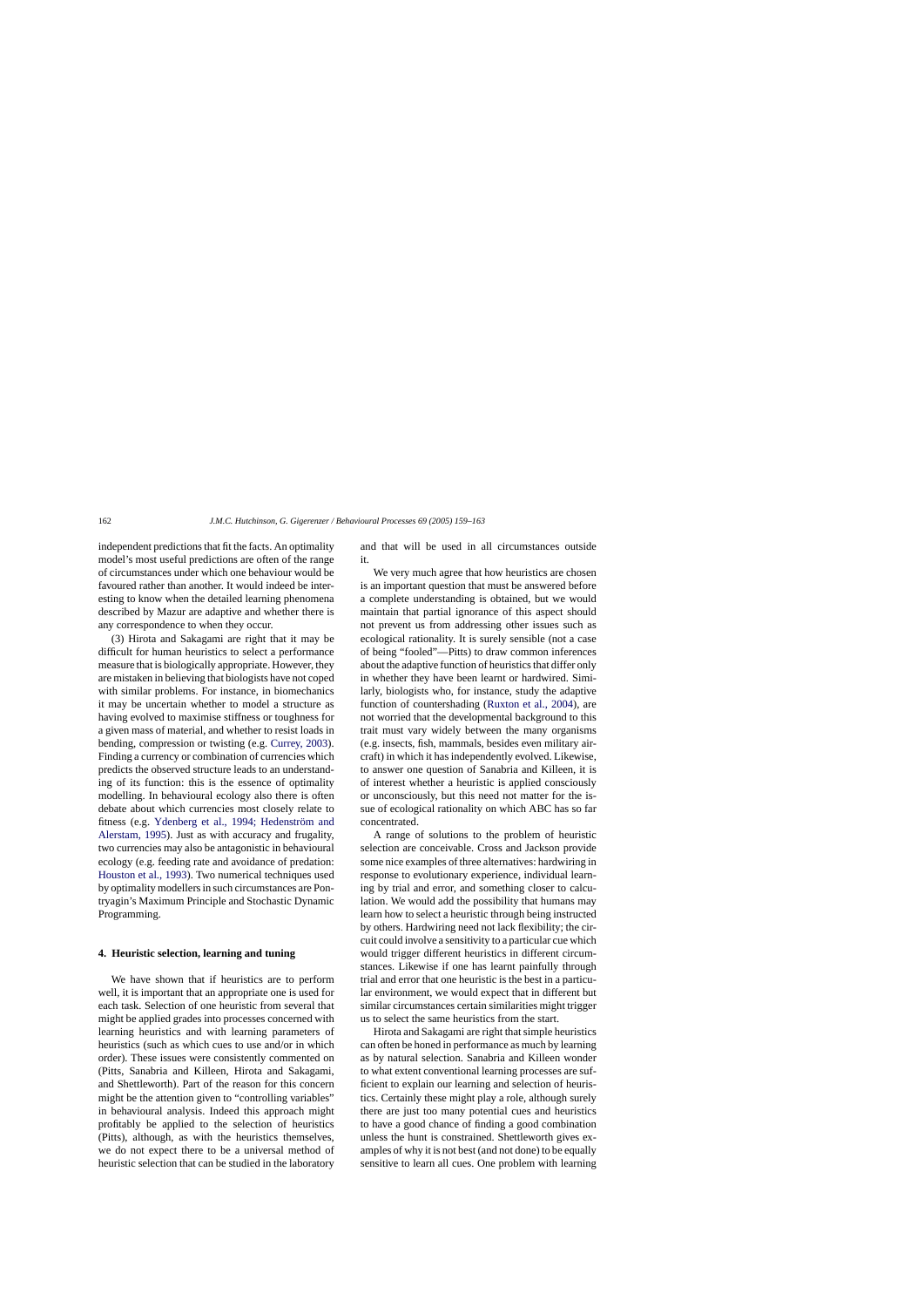independent predictions that fit the facts. An optimality model's most useful predictions are often of the range of circumstances under which one behaviour would be favoured rather than another. It would indeed be interesting to know when the detailed learning phenomena described by Mazur are adaptive and whether there is any correspondence to when they occur.

(3) Hirota and Sakagami are right that it may be difficult for human heuristics to select a performance measure that is biologically appropriate. However, they are mistaken in believing that biologists have not coped with similar problems. For instance, in biomechanics it may be uncertain whether to model a structure as having evolved to maximise stiffness or toughness for a given mass of material, and whether to resist loads in bending, compression or twisting (e.g. Currey, 2003). Finding a currency or combination of currencies which predicts the observed structure leads to an understanding of its function: this is the essence of optimality modelling. In behavioural ecology also there is often debate about which currencies most closely relate to fitness (e.g. Ydenberg et al., 1994; Hedenström and Alerstam, 1995). Just as with accuracy and frugality, two currencies may also be antagonistic in behavioural ecology (e.g. feeding rate and avoidance of predation: Houston et al., 1993). Two numerical techniques used by optimality modellers in such circumstances are Pontryagin's Maximum Principle and Stochastic Dynamic Programming.

## 4. Heuristic selection, learning and tuning

We have shown that if heuristics are to perform well, it is important that an appropriate one is used for each task. Selection of one heuristic from several that might be applied grades into processes concerned with learning heuristics and with learning parameters of heuristics (such as which cues to use and/or in which order). These issues were consistently commented on (Pitts, Sanabria and Killeen, Hirota and Sakagami, and Shettleworth). Part of the reason for this concern might be the attention given to "controlling variables" in behavioural analysis. Indeed this approach might profitably be applied to the selection of heuristics (Pitts), although, as with the heuristics themselves, we do not expect there to be a universal method of heuristic selection that can be studied in the laboratory and that will be used in all circumstances outside it.

We very much agree that how heuristics are chosen is an important question that must be answered before a complete understanding is obtained, but we would maintain that partial ignorance of this aspect should not prevent us from addressing other issues such as ecological rationality. It is surely sensible (not a case of being "fooled"—Pitts) to draw common inferences about the adaptive function of heuristics that differ only in whether they have been learnt or hardwired. Similarly, biologists who, for instance, study the adaptive function of countershading (Ruxton et al., 2004), are not worried that the developmental background to this trait must vary widely between the many organisms (e.g. insects, fish, mammals, besides even military aircraft) in which it has independently evolved. Likewise, to answer one question of Sanabria and Killeen, it is of interest whether a heuristic is applied consciously or unconsciously, but this need not matter for the issue of ecological rationality on which ABC has so far concentrated.

A range of solutions to the problem of heuristic selection are conceivable. Cross and Jackson provide some nice examples of three alternatives: hardwiring in response to evolutionary experience, individual learning by trial and error, and something closer to calculation. We would add the possibility that humans may learn how to select a heuristic through being instructed by others. Hardwiring need not lack flexibility; the circuit could involve a sensitivity to a particular cue which would trigger different heuristics in different circumstances. Likewise if one has learnt painfully through trial and error that one heuristic is the best in a particular environment, we would expect that in different but similar circumstances certain similarities might trigger us to select the same heuristics from the start.

Hirota and Sakagami are right that simple heuristics can often be honed in performance as much by learning as by natural selection. Sanabria and Killeen wonder to what extent conventional learning processes are sufficient to explain our learning and selection of heuristics. Certainly these might play a role, although surely there are just too many potential cues and heuristics to have a good chance of finding a good combination unless the hunt is constrained. Shettleworth gives examples of why it is not best (and not done) to be equally sensitive to learn all cues. One problem with learning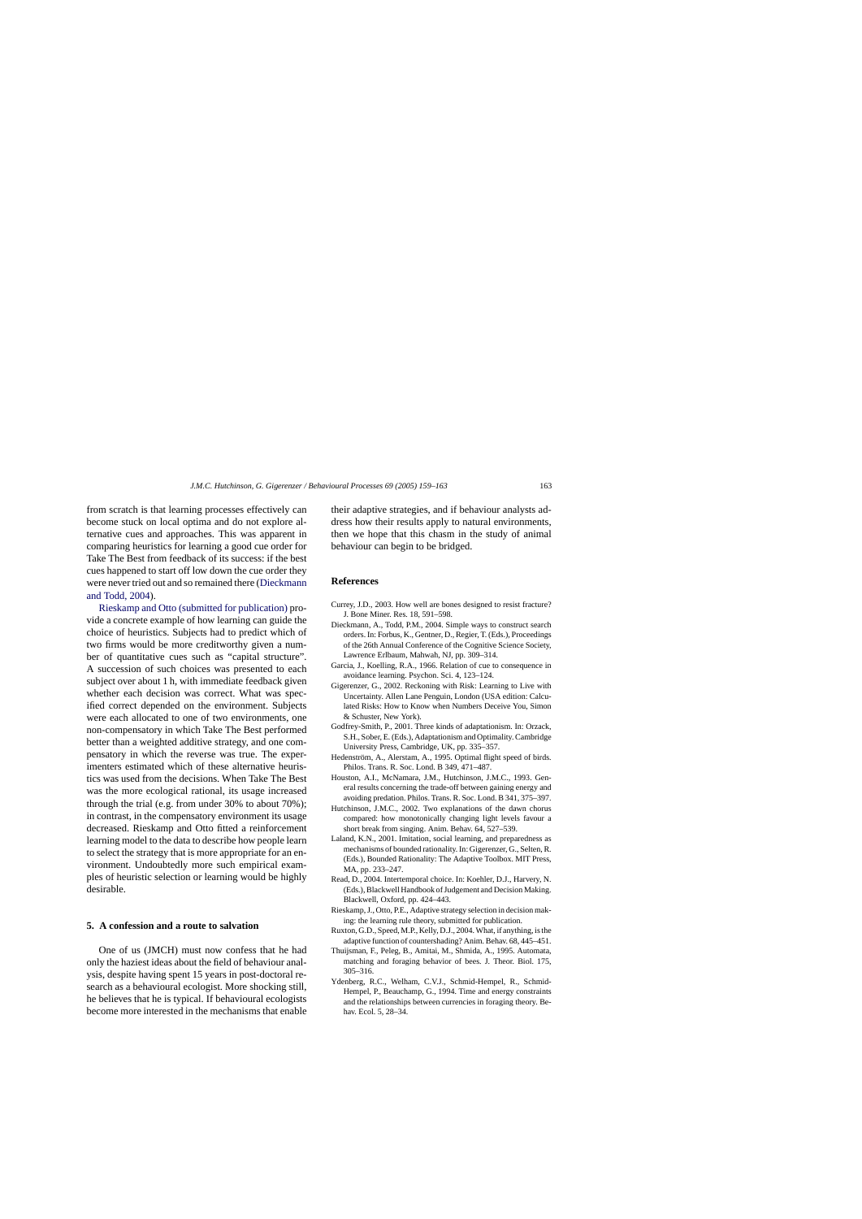from scratch is that learning processes effectively can become stuck on local optima and do not explore alternative cues and approaches. This was apparent in comparing heuristics for learning a good cue order for Take The Best from feedback of its success: if the best cues happened to start off low down the cue order they were never tried out and so remained there (Dieckmann and Todd, 2004).

Rieskamp and Otto (submitted for publication) provide a concrete example of how learning can guide the choice of heuristics. Subjects had to predict which of two firms would be more creditworthy given a number of quantitative cues such as "capital structure". A succession of such choices was presented to each subject over about 1 h, with immediate feedback given whether each decision was correct. What was specified correct depended on the environment. Subjects were each allocated to one of two environments, one non-compensatory in which Take The Best performed better than a weighted additive strategy, and one compensatory in which the reverse was true. The experimenters estimated which of these alternative heuristics was used from the decisions. When Take The Best was the more ecological rational, its usage increased through the trial (e.g. from under 30% to about 70%); in contrast, in the compensatory environment its usage decreased. Rieskamp and Otto fitted a reinforcement learning model to the data to describe how people learn to select the strategy that is more appropriate for an environment. Undoubtedly more such empirical examples of heuristic selection or learning would be highly desirable.

## 5. A confession and a route to salvation

One of us (JMCH) must now confess that he had only the haziest ideas about the field of behaviour analysis, despite having spent 15 years in post-doctoral research as a behavioural ecologist. More shocking still, he believes that he is typical. If behavioural ecologists become more interested in the mechanisms that enable their adaptive strategies, and if behaviour analysts address how their results apply to natural environments, then we hope that this chasm in the study of animal behaviour can begin to be bridged.

## References

Currey, J.D., 2003. How well are bones designed to resist fracture? J. Bone Miner. Res. 18, 591–598.

Dieckmann, A., Todd, P.M., 2004. Simple ways to construct search orders. In: Forbus, K., Gentner, D., Regier, T. (Eds.), Proceedings of the 26th Annual Conference of the Cognitive Science Society, Lawrence Erlbaum, Mahwah, NJ, pp. 309–314.

Garcia, J., Koelling, R.A., 1966. Relation of cue to consequence in avoidance learning. Psychon. Sci. 4, 123–124.

Gigerenzer, G., 2002. Reckoning with Risk: Learning to Live with Uncertainty. Allen Lane Penguin, London (USA edition: Calculated Risks: How to Know when Numbers Deceive You, Simon & Schuster, New York).

Godfrey-Smith, P., 2001. Three kinds of adaptationism. In: Orzack, S.H., Sober, E. (Eds.), Adaptationism and Optimality. Cambridge University Press, Cambridge, UK, pp. 335–357.

Hedenström, A., Alerstam, A., 1995. Optimal flight speed of birds. Philos. Trans. R. Soc. Lond. B 349, 471–487.

Houston, A.I., McNamara, J.M., Hutchinson, J.M.C., 1993. General results concerning the trade-off between gaining energy and avoiding predation. Philos. Trans. R. Soc. Lond. B 341, 375–397.

Hutchinson, J.M.C., 2002. Two explanations of the dawn chorus compared: how monotonically changing light levels favour a short break from singing. Anim. Behav. 64, 527–539.

Laland, K.N., 2001. Imitation, social learning, and preparedness as mechanisms of bounded rationality. In: Gigerenzer, G., Selten, R. (Eds.), Bounded Rationality: The Adaptive Toolbox. MIT Press, MA, pp. 233–247.

Read, D., 2004. Intertemporal choice. In: Koehler, D.J., Harvery, N. (Eds.), Blackwell Handbook of Judgement and Decision Making. Blackwell, Oxford, pp. 424–443.

Rieskamp, J., Otto, P.E., Adaptive strategy selection in decision making: the learning rule theory, submitted for publication.

Ruxton, G.D., Speed, M.P., Kelly, D.J., 2004. What, if anything, is the adaptive function of countershading? Anim. Behav. 68, 445–451.

Thuijsman, F., Peleg, B., Amitai, M., Shmida, A., 1995. Automata, matching and foraging behavior of bees. J. Theor. Biol. 175, 305–316.

Ydenberg, R.C., Welham, C.V.J., Schmid-Hempel, R., Schmid-Hempel, P., Beauchamp, G., 1994. Time and energy constraints and the relationships between currencies in foraging theory. Behav. Ecol. 5, 28–34.